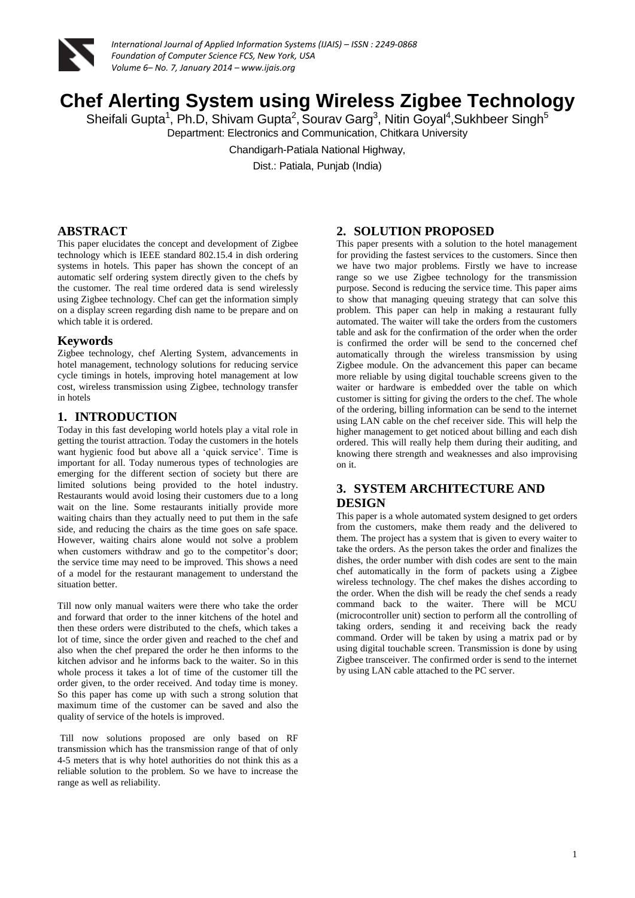# Chef Alerting System using Wireless Zigbee Technology

Sheifali Gupta[1], Ph.D, Shivam Gupta[2], Sourav Garg[3], Nitin Goyal[4], Sukhbeer Singh[5]

Department: Electronics and Communication, Chitkara University

Chandigarh-Patiala National Highway,

Dist.: Patiala, Punjab (India)

## ABSTRACT

This paper elucidates the concept and development of Zigbee technology which is IEEE standard 802.15.4 in dish ordering systems in hotels. This paper has shown the concept of an automatic self ordering system directly given to the chefs by the customer. The real time ordered data is send wirelessly using Zigbee technology. Chef can get the information simply on a display screen regarding dish name to be prepare and on which table it is ordered.

## Keywords

Zigbee technology, chef Alerting System, advancements in hotel management, technology solutions for reducing service cycle timings in hotels, improving hotel management at low cost, wireless transmission using Zigbee, technology transfer in hotels

## 1. INTRODUCTION

Today in this fast developing world hotels play a vital role in getting the tourist attraction. Today the customers in the hotels want hygienic food but above all a 'quick service'. Time is important for all. Today numerous types of technologies are emerging for the different section of society but there are limited solutions being provided to the hotel industry. Restaurants would avoid losing their customers due to a long wait on the line. Some restaurants initially provide more waiting chairs than they actually need to put them in the safe side, and reducing the chairs as the time goes on safe space. However, waiting chairs alone would not solve a problem when customers withdraw and go to the competitor's door; the service time may need to be improved. This shows a need of a model for the restaurant management to understand the situation better.

Till now only manual waiters were there who take the order and forward that order to the inner kitchens of the hotel and then these orders were distributed to the chefs, which takes a lot of time, since the order given and reached to the chef and also when the chef prepared the order he then informs to the kitchen advisor and he informs back to the waiter. So in this whole process it takes a lot of time of the customer till the order given, to the order received. And today time is money. So this paper has come up with such a strong solution that maximum time of the customer can be saved and also the quality of service of the hotels is improved.

Till now solutions proposed are only based on RF transmission which has the transmission range of that of only 4-5 meters that is why hotel authorities do not think this as a reliable solution to the problem. So we have to increase the range as well as reliability.

## 2. SOLUTION PROPOSED

This paper presents with a solution to the hotel management for providing the fastest services to the customers. Since then we have two major problems. Firstly we have to increase range so we use Zigbee technology for the transmission purpose. Second is reducing the service time. This paper aims to show that managing queuing strategy that can solve this problem. This paper can help in making a restaurant fully automated. The waiter will take the orders from the customers table and ask for the confirmation of the order when the order is confirmed the order will be send to the concerned chef automatically through the wireless transmission by using Zigbee module. On the advancement this paper can became more reliable by using digital touchable screens given to the waiter or hardware is embedded over the table on which customer is sitting for giving the orders to the chef. The whole of the ordering, billing information can be send to the internet using LAN cable on the chef receiver side. This will help the higher management to get noticed about billing and each dish ordered. This will really help them during their auditing, and knowing there strength and weaknesses and also improvising on it.

## 3. SYSTEM ARCHITECTURE AND DESIGN

This paper is a whole automated system designed to get orders from the customers, make them ready and the delivered to them. The project has a system that is given to every waiter to take the orders. As the person takes the order and finalizes the dishes, the order number with dish codes are sent to the main chef automatically in the form of packets using a Zigbee wireless technology. The chef makes the dishes according to the order. When the dish will be ready the chef sends a ready command back to the waiter. There will be MCU (microcontroller unit) section to perform all the controlling of taking orders, sending it and receiving back the ready command. Order will be taken by using a matrix pad or by using digital touchable screen. Transmission is done by using Zigbee transceiver. The confirmed order is send to the internet by using LAN cable attached to the PC server.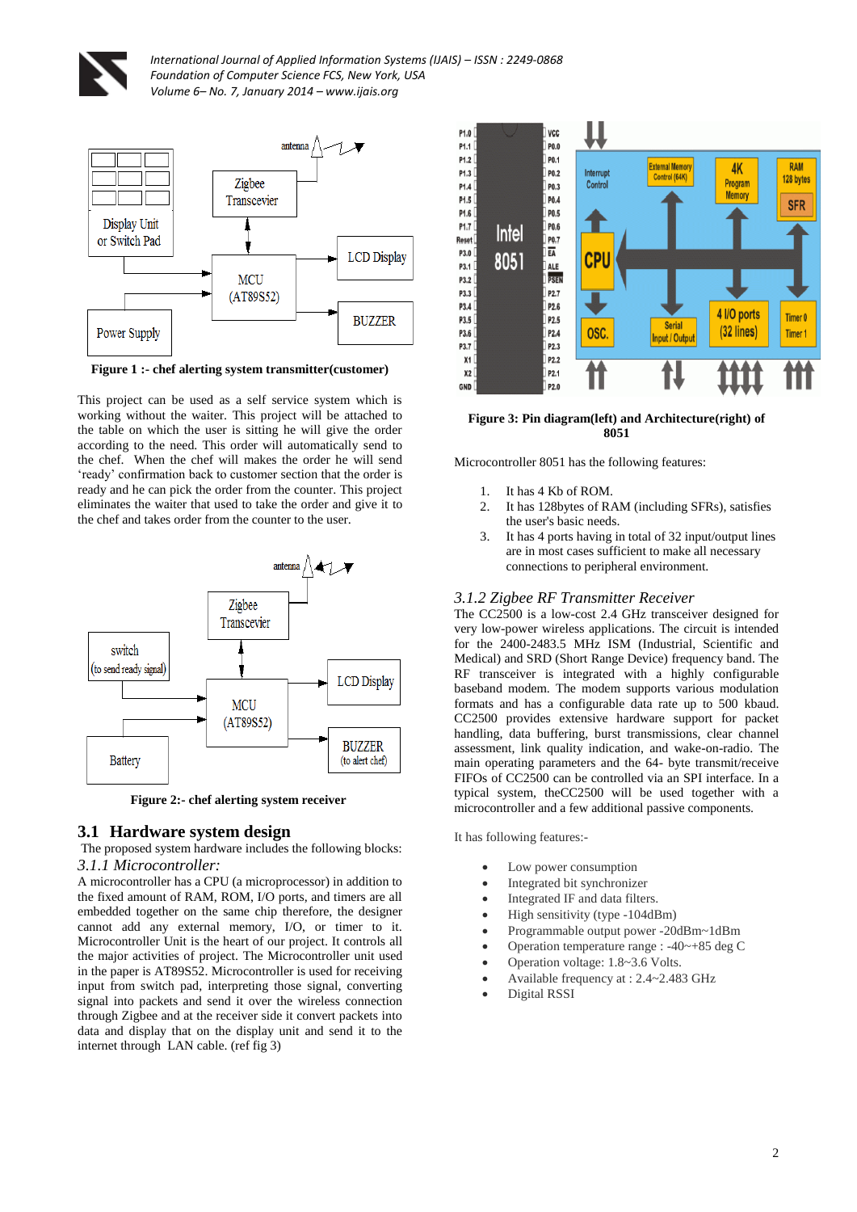Figure 1 :- chef alerting system transmitter(customer)

This project can be used as a self service system which is working without the waiter. This project will be attached to the table on which the user is sitting he will give the order according to the need. This order will automatically send to the chef. When the chef will makes the order he will send 'ready' confirmation back to customer section that the order is ready and he can pick the order from the counter. This project eliminates the waiter that used to take the order and give it to the chef and takes order from the counter to the user.

Figure 2:- chef alerting system receiver

## 3.1 Hardware system design

The proposed system hardware includes the following blocks:

### *3.1.1 Microcontroller:*

A microcontroller has a CPU (a microprocessor) in addition to the fixed amount of RAM, ROM, I/O ports, and timers are all embedded together on the same chip therefore, the designer cannot add any external memory, I/O, or timer to it. Microcontroller Unit is the heart of our project. It controls all the major activities of project. The Microcontroller unit used in the paper is AT89S52. Microcontroller is used for receiving input from switch pad, interpreting those signal, converting signal into packets and send it over the wireless connection through Zigbee and at the receiver side it convert packets into data and display that on the display unit and send it to the internet through LAN cable. (ref fig 3)

Figure 3: Pin diagram(left) and Architecture(right) of 8051

Microcontroller 8051 has the following features:

1. It has 4 Kb of ROM.
2. It has 128bytes of RAM (including SFRs), satisfies the user's basic needs.
3. It has 4 ports having in total of 32 input/output lines are in most cases sufficient to make all necessary connections to peripheral environment.

### *3.1.2 Zigbee RF Transmitter Receiver*

The CC2500 is a low-cost 2.4 GHz transceiver designed for very low-power wireless applications. The circuit is intended for the 2400-2483.5 MHz ISM (Industrial, Scientific and Medical) and SRD (Short Range Device) frequency band. The RF transceiver is integrated with a highly configurable baseband modem. The modem supports various modulation formats and has a configurable data rate up to 500 kbaud. CC2500 provides extensive hardware support for packet handling, data buffering, burst transmissions, clear channel assessment, link quality indication, and wake-on-radio. The main operating parameters and the 64- byte transmit/receive FIFOs of CC2500 can be controlled via an SPI interface. In a typical system, theCC2500 will be used together with a microcontroller and a few additional passive components.

It has following features:-

- Low power consumption
- Integrated bit synchronizer
- Integrated IF and data filters.
- High sensitivity (type -104dBm)
- Programmable output power -20dBm~1dBm
- Operation temperature range : -40~+85 deg C
- Operation voltage: 1.8~3.6 Volts.
- Available frequency at : 2.4~2.483 GHz
- Digital RSSI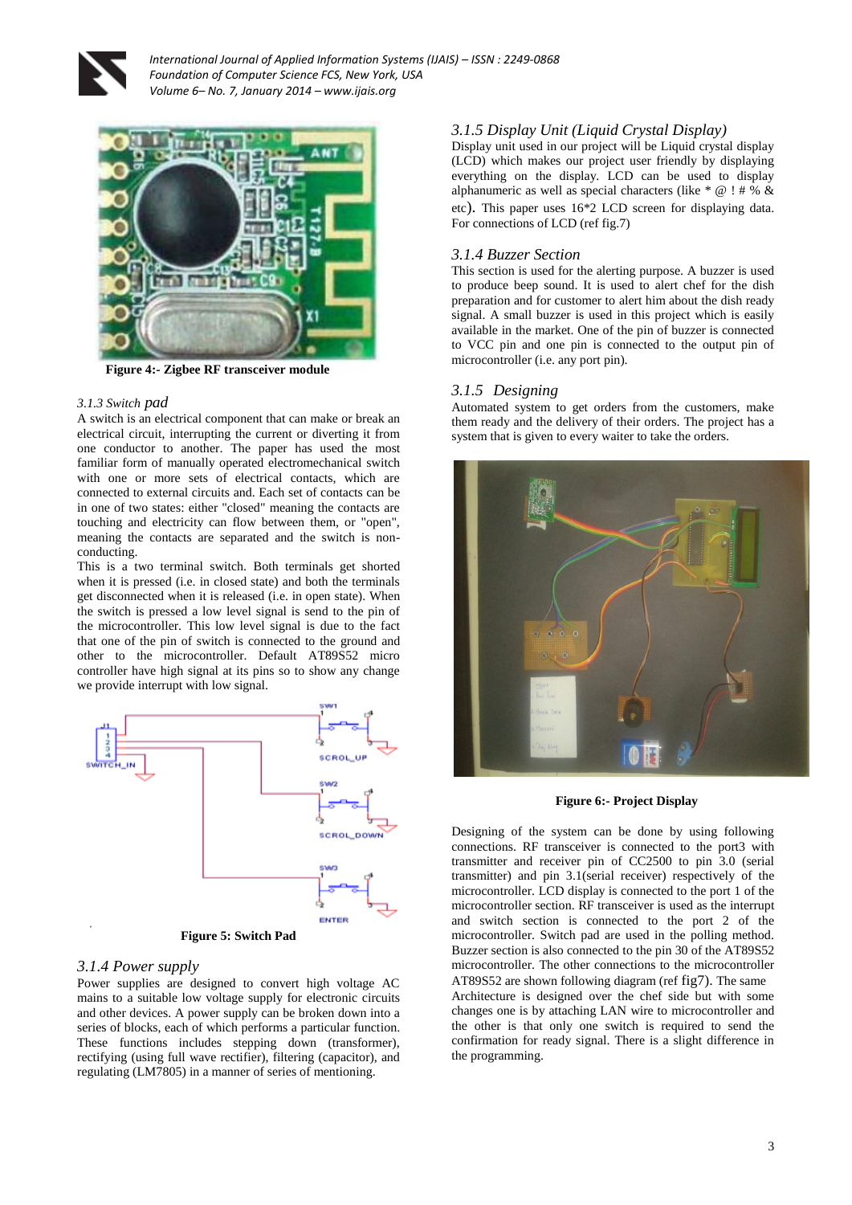Figure 4:- Zigbee RF transceiver module

### 3.1.3 Switch pad

A switch is an electrical component that can make or break an electrical circuit, interrupting the current or diverting it from one conductor to another. The paper has used the most familiar form of manually operated electromechanical switch with one or more sets of electrical contacts, which are connected to external circuits and. Each set of contacts can be in one of two states: either "closed" meaning the contacts are touching and electricity can flow between them, or "open", meaning the contacts are separated and the switch is non-conducting.

This is a two terminal switch. Both terminals get shorted when it is pressed (i.e. in closed state) and both the terminals get disconnected when it is released (i.e. in open state). When the switch is pressed a low level signal is send to the pin of the microcontroller. This low level signal is due to the fact that one of the pin of switch is connected to the ground and other to the microcontroller. Default AT89S52 micro controller have high signal at its pins so to show any change we provide interrupt with low signal.

Figure 5: Switch Pad

### 3.1.4 Power supply

Power supplies are designed to convert high voltage AC mains to a suitable low voltage supply for electronic circuits and other devices. A power supply can be broken down into a series of blocks, each of which performs a particular function. These functions includes stepping down (transformer), rectifying (using full wave rectifier), filtering (capacitor), and regulating (LM7805) in a manner of series of mentioning.

### 3.1.5 Display Unit (Liquid Crystal Display)

Display unit used in our project will be Liquid crystal display (LCD) which makes our project user friendly by displaying everything on the display. LCD can be used to display alphanumeric as well as special characters (like * @ ! # % & etc). This paper uses 16*2 LCD screen for displaying data. For connections of LCD (ref fig.7)

### 3.1.4 Buzzer Section

This section is used for the alerting purpose. A buzzer is used to produce beep sound. It is used to alert chef for the dish preparation and for customer to alert him about the dish ready signal. A small buzzer is used in this project which is easily available in the market. One of the pin of buzzer is connected to VCC pin and one pin is connected to the output pin of microcontroller (i.e. any port pin).

### 3.1.5 Designing

Automated system to get orders from the customers, make them ready and the delivery of their orders. The project has a system that is given to every waiter to take the orders.

Figure 6:- Project Display

Designing of the system can be done by using following connections. RF transceiver is connected to the port3 with transmitter and receiver pin of CC2500 to pin 3.0 (serial transmitter) and pin 3.1(serial receiver) respectively of the microcontroller. LCD display is connected to the port 1 of the microcontroller section. RF transceiver is used as the interrupt and switch section is connected to the port 2 of the microcontroller. Switch pad are used in the polling method. Buzzer section is also connected to the pin 30 of the AT89S52 microcontroller. The other connections to the microcontroller AT89S52 are shown following diagram (ref fig7). The same Architecture is designed over the chef side but with some changes one is by attaching LAN wire to microcontroller and the other is that only one switch is required to send the confirmation for ready signal. There is a slight difference in the programming.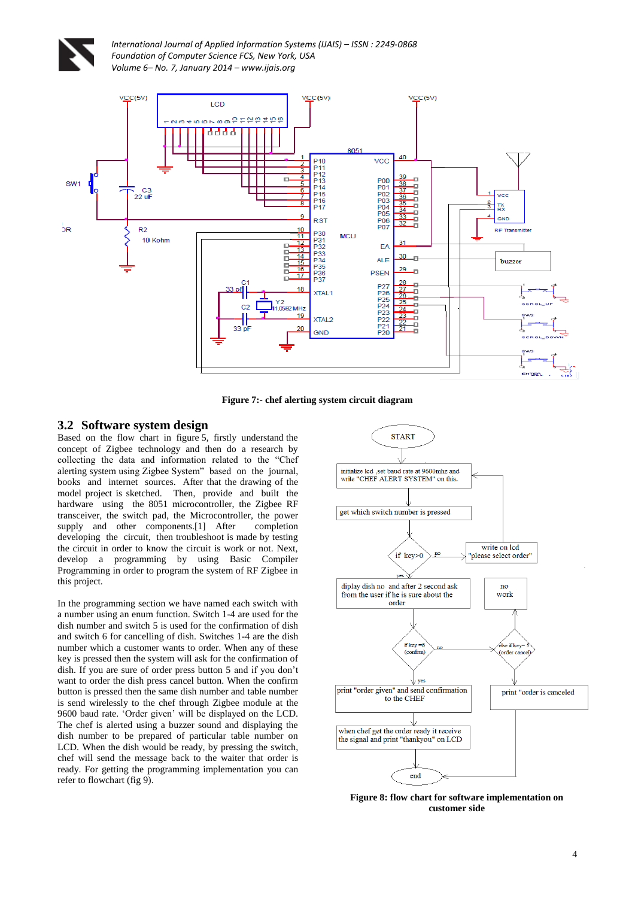Figure 7:- chef alerting system circuit diagram

## 3.2 Software system design

Based on the flow chart in figure 5, firstly understand the concept of Zigbee technology and then do a research by collecting the data and information related to the "Chef alerting system using Zigbee System" based on the journal, books and internet sources. After that the drawing of the model project is sketched. Then, provide and build the hardware using the 8051 microcontroller, the Zigbee RF transceiver, the switch pad, the Microcontroller, the power supply and other components.[1] After completion developing the circuit, then troubleshoot is made by testing the circuit in order to know the circuit is work or not. Next, develop a programming by using Basic Compiler Programming in order to program the system of RF Zigbee in this project.

In the programming section we have named each switch with a number using an enum function. Switch 1-4 are used for the dish number and switch 5 is used for the confirmation of the dish and switch 6 for cancelling of dish. Switches 1-4 are the dish number which a customer wants to order. When any of these key is pressed then the system will ask for the confirmation of dish. If you are sure of order press button 5 and if you don't want to order the dish press cancel button. When the confirm button is pressed then the same dish number and table number is send wirelessly to the chef through Zigbee module at the 9600 baud rate. 'Order given' will be displayed on the LCD. The chef is alerted using a buzzer sound and displaying the dish number to be prepared of particular table number on LCD. When the dish would be ready, by pressing the switch, chef will send the message back to the waiter that order is ready. For getting the programming implementation you can refer to flowchart (fig 9).

Figure 8: flow chart for software implementation on customer side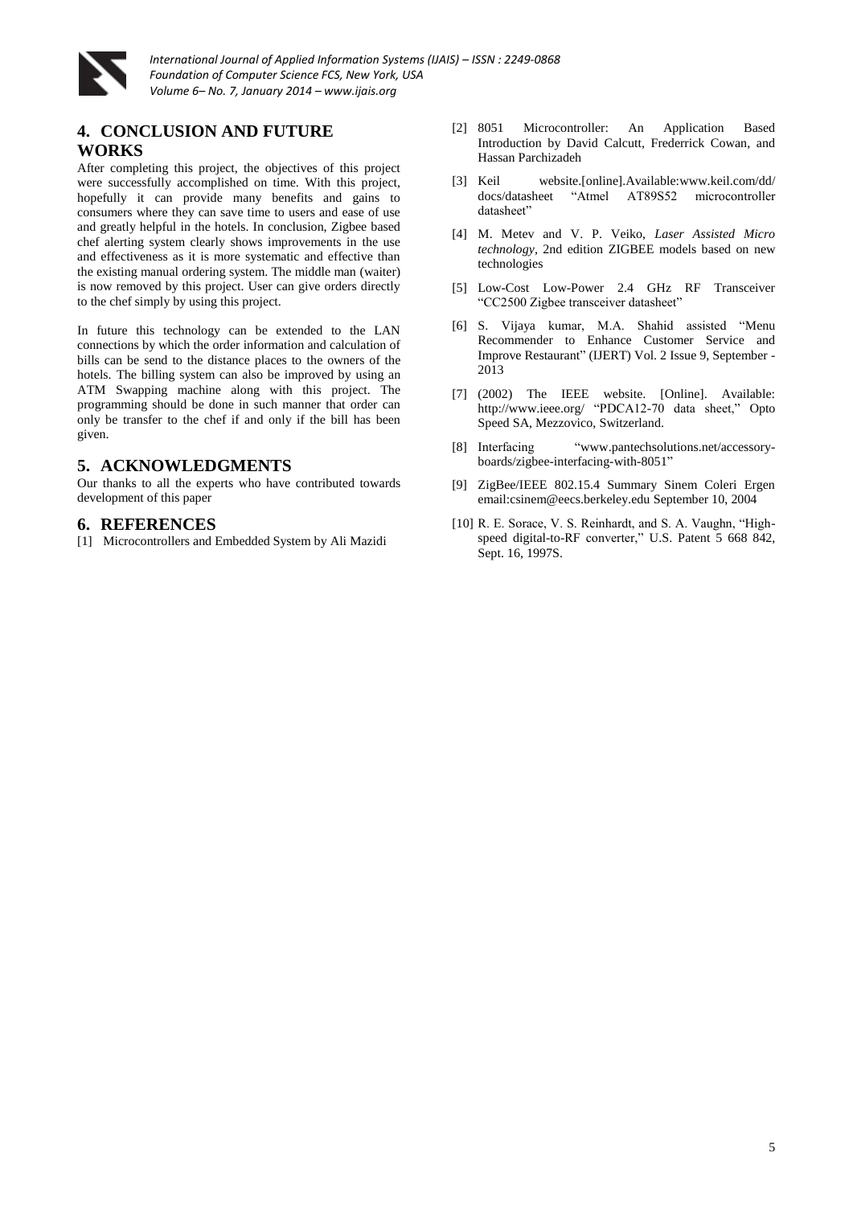## 4. CONCLUSION AND FUTURE WORKS

After completing this project, the objectives of this project were successfully accomplished on time. With this project, hopefully it can provide many benefits and gains to consumers where they can save time to users and ease of use and greatly helpful in the hotels. In conclusion, Zigbee based chef alerting system clearly shows improvements in the use and effectiveness as it is more systematic and effective than the existing manual ordering system. The middle man (waiter) is now removed by this project. User can give orders directly to the chef simply by using this project.

In future this technology can be extended to the LAN connections by which the order information and calculation of bills can be send to the distance places to the owners of the hotels. The billing system can also be improved by using an ATM Swapping machine along with this project. The programming should be done in such manner that order can only be transfer to the chef if and only if the bill has been given.

## 5. ACKNOWLEDGMENTS

Our thanks to all the experts who have contributed towards development of this paper

## 6. REFERENCES

[1] Microcontrollers and Embedded System by Ali Mazidi

[2] 8051 Microcontroller: An Application Based Introduction by David Calcutt, Frederrick Cowan, and Hassan Parchizadeh

[3] Keil website.[online].Available:www.keil.com/dd/ docs/datasheet "Atmel AT89S52 microcontroller datasheet"

[4] M. Metev and V. P. Veiko, *Laser Assisted Micro technology*, 2nd edition ZIGBEE models based on new technologies

[5] Low-Cost Low-Power 2.4 GHz RF Transceiver "CC2500 Zigbee transceiver datasheet"

[6] S. Vijaya kumar, M.A. Shahid assisted "Menu Recommender to Enhance Customer Service and Improve Restaurant" (IJERT) Vol. 2 Issue 9, September - 2013

[7] (2002) The IEEE website. [Online]. Available: http://www.ieee.org/ "PDCA12-70 data sheet," Opto Speed SA, Mezzovico, Switzerland.

[8] Interfacing "www.pantechsolutions.net/accessory-boards/zigbee-interfacing-with-8051"

[9] ZigBee/IEEE 802.15.4 Summary Sinem Coleri Ergen email:csinem@eecs.berkeley.edu September 10, 2004

[10] R. E. Sorace, V. S. Reinhardt, and S. A. Vaughn, "High-speed digital-to-RF converter," U.S. Patent 5 668 842, Sept. 16, 1997S.